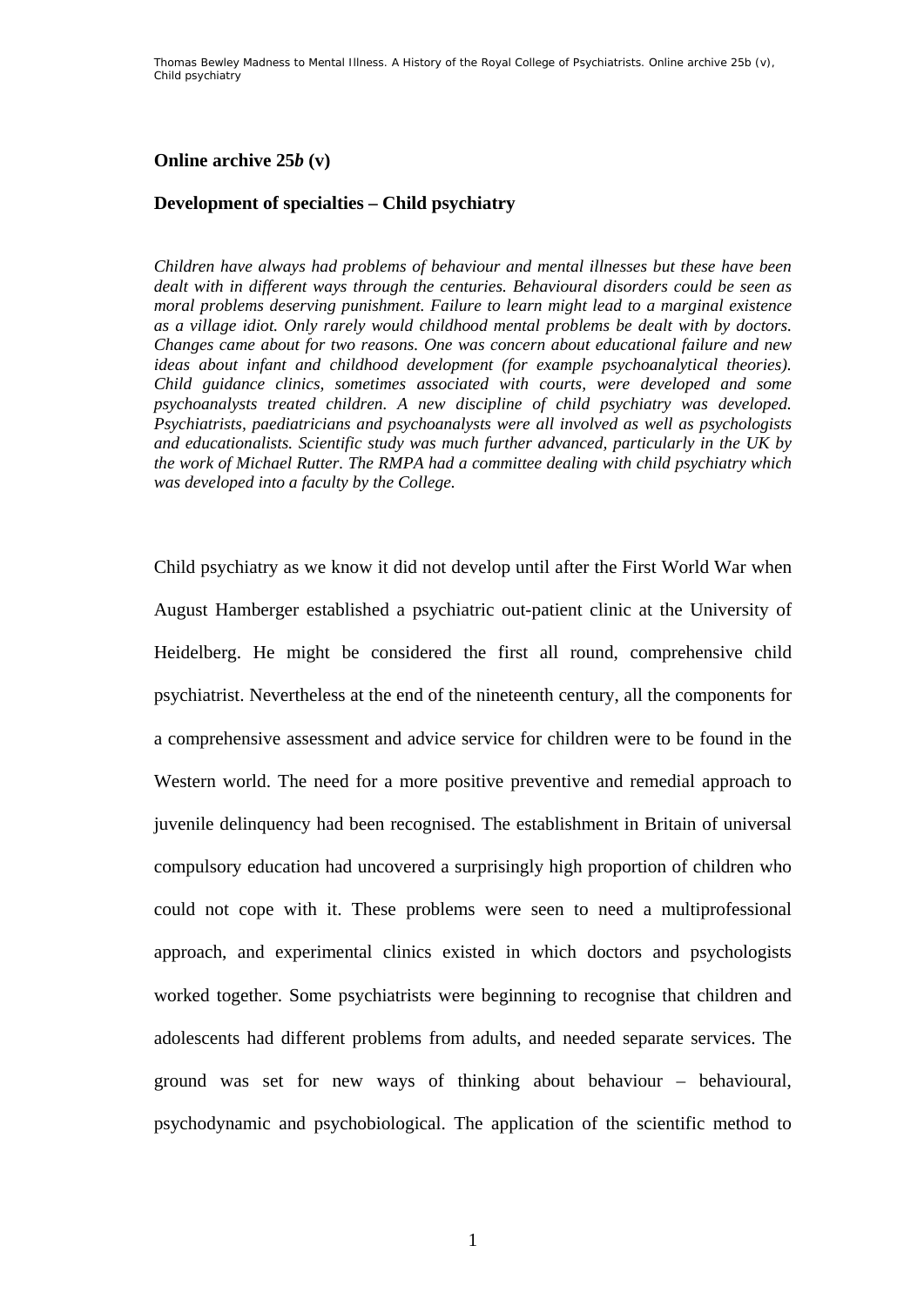**Online archive 25*b* (v)**

**Development of specialties – Child psychiatry**

*Children have always had problems of behaviour and mental illnesses but these have been dealt with in different ways through the centuries. Behavioural disorders could be seen as moral problems deserving punishment. Failure to learn might lead to a marginal existence as a village idiot. Only rarely would childhood mental problems be dealt with by doctors. Changes came about for two reasons. One was concern about educational failure and new ideas about infant and childhood development (for example psychoanalytical theories). Child guidance clinics, sometimes associated with courts, were developed and some psychoanalysts treated children. A new discipline of child psychiatry was developed. Psychiatrists, paediatricians and psychoanalysts were all involved as well as psychologists and educationalists. Scientific study was much further advanced, particularly in the UK by the work of Michael Rutter. The RMPA had a committee dealing with child psychiatry which was developed into a faculty by the College.*

Child psychiatry as we know it did not develop until after the First World War when August Hamberger established a psychiatric out-patient clinic at the University of Heidelberg. He might be considered the first all round, comprehensive child psychiatrist. Nevertheless at the end of the nineteenth century, all the components for a comprehensive assessment and advice service for children were to be found in the Western world. The need for a more positive preventive and remedial approach to juvenile delinquency had been recognised. The establishment in Britain of universal compulsory education had uncovered a surprisingly high proportion of children who could not cope with it. These problems were seen to need a multiprofessional approach, and experimental clinics existed in which doctors and psychologists worked together. Some psychiatrists were beginning to recognise that children and adolescents had different problems from adults, and needed separate services. The ground was set for new ways of thinking about behaviour – behavioural, psychodynamic and psychobiological. The application of the scientific method to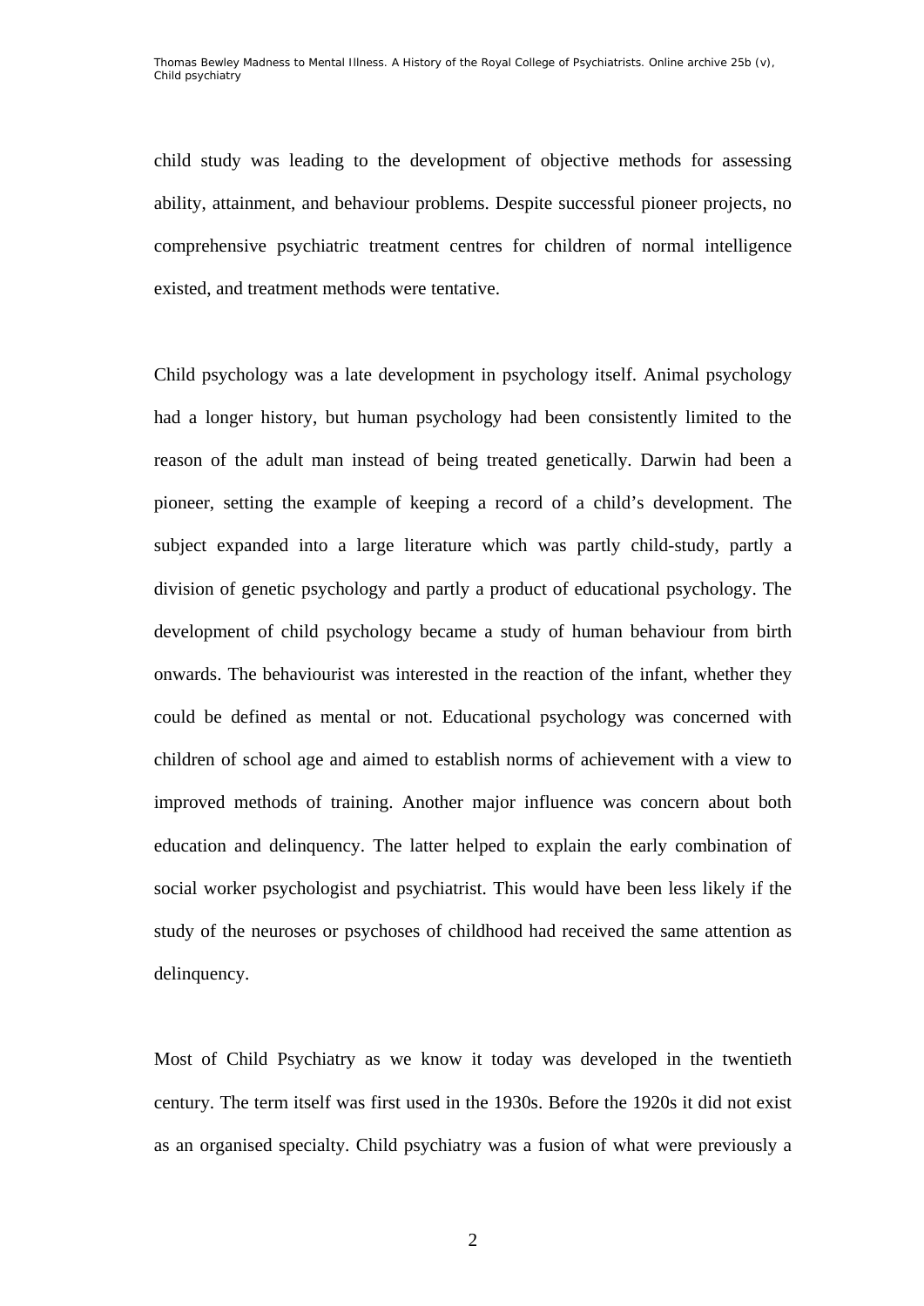child study was leading to the development of objective methods for assessing ability, attainment, and behaviour problems. Despite successful pioneer projects, no comprehensive psychiatric treatment centres for children of normal intelligence existed, and treatment methods were tentative.

Child psychology was a late development in psychology itself. Animal psychology had a longer history, but human psychology had been consistently limited to the reason of the adult man instead of being treated genetically. Darwin had been a pioneer, setting the example of keeping a record of a child's development. The subject expanded into a large literature which was partly child-study, partly a division of genetic psychology and partly a product of educational psychology. The development of child psychology became a study of human behaviour from birth onwards. The behaviourist was interested in the reaction of the infant, whether they could be defined as mental or not. Educational psychology was concerned with children of school age and aimed to establish norms of achievement with a view to improved methods of training. Another major influence was concern about both education and delinquency. The latter helped to explain the early combination of social worker psychologist and psychiatrist. This would have been less likely if the study of the neuroses or psychoses of childhood had received the same attention as delinquency.

Most of Child Psychiatry as we know it today was developed in the twentieth century. The term itself was first used in the 1930s. Before the 1920s it did not exist as an organised specialty. Child psychiatry was a fusion of what were previously a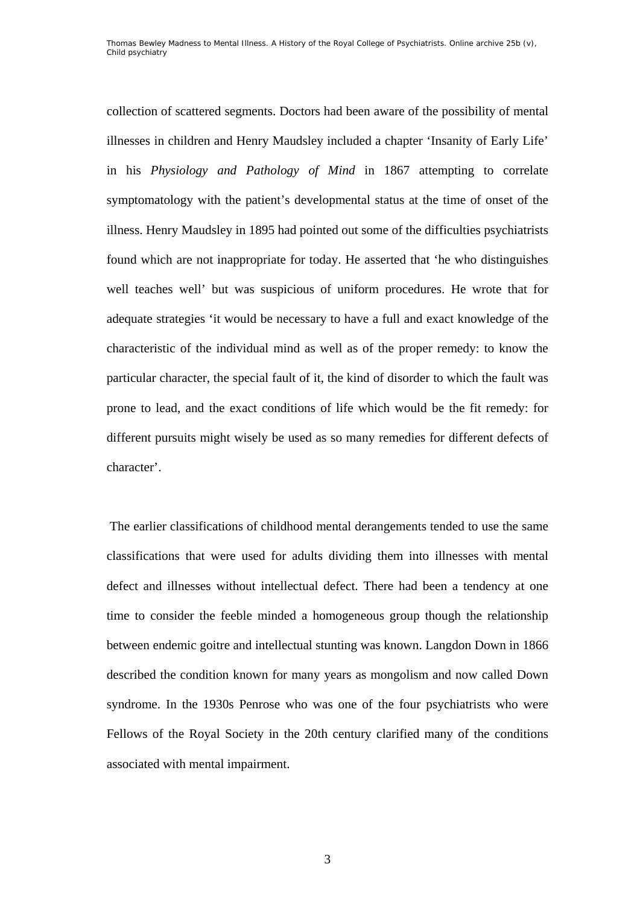collection of scattered segments. Doctors had been aware of the possibility of mental illnesses in children and Henry Maudsley included a chapter 'Insanity of Early Life' in his *Physiology and Pathology of Mind* in 1867 attempting to correlate symptomatology with the patient's developmental status at the time of onset of the illness. Henry Maudsley in 1895 had pointed out some of the difficulties psychiatrists found which are not inappropriate for today. He asserted that 'he who distinguishes well teaches well' but was suspicious of uniform procedures. He wrote that for adequate strategies 'it would be necessary to have a full and exact knowledge of the characteristic of the individual mind as well as of the proper remedy: to know the particular character, the special fault of it, the kind of disorder to which the fault was prone to lead, and the exact conditions of life which would be the fit remedy: for different pursuits might wisely be used as so many remedies for different defects of character'.

The earlier classifications of childhood mental derangements tended to use the same classifications that were used for adults dividing them into illnesses with mental defect and illnesses without intellectual defect. There had been a tendency at one time to consider the feeble minded a homogeneous group though the relationship between endemic goitre and intellectual stunting was known. Langdon Down in 1866 described the condition known for many years as mongolism and now called Down syndrome. In the 1930s Penrose who was one of the four psychiatrists who were Fellows of the Royal Society in the 20th century clarified many of the conditions associated with mental impairment.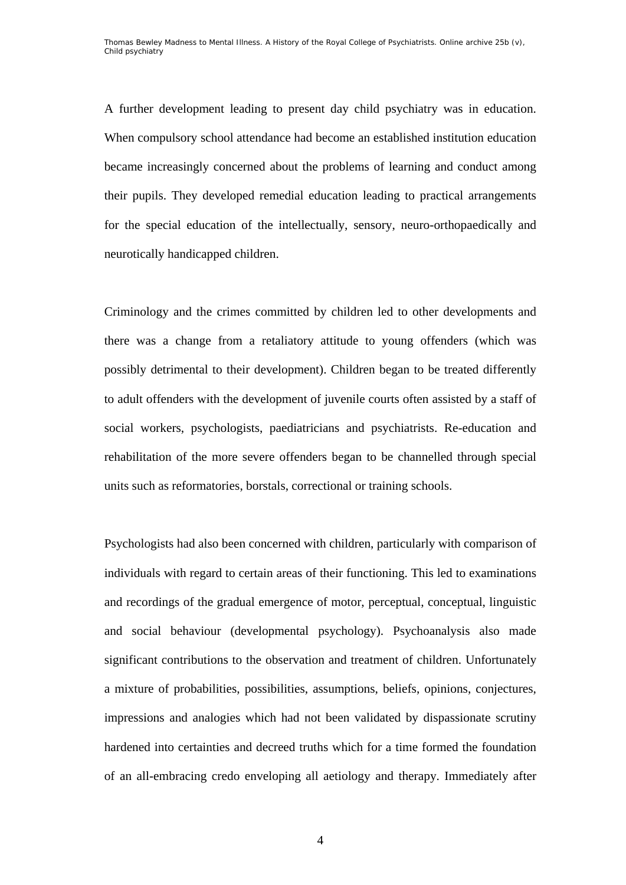A further development leading to present day child psychiatry was in education. When compulsory school attendance had become an established institution education became increasingly concerned about the problems of learning and conduct among their pupils. They developed remedial education leading to practical arrangements for the special education of the intellectually, sensory, neuro-orthopaedically and neurotically handicapped children.

Criminology and the crimes committed by children led to other developments and there was a change from a retaliatory attitude to young offenders (which was possibly detrimental to their development). Children began to be treated differently to adult offenders with the development of juvenile courts often assisted by a staff of social workers, psychologists, paediatricians and psychiatrists. Re-education and rehabilitation of the more severe offenders began to be channelled through special units such as reformatories, borstals, correctional or training schools.

Psychologists had also been concerned with children, particularly with comparison of individuals with regard to certain areas of their functioning. This led to examinations and recordings of the gradual emergence of motor, perceptual, conceptual, linguistic and social behaviour (developmental psychology). Psychoanalysis also made significant contributions to the observation and treatment of children. Unfortunately a mixture of probabilities, possibilities, assumptions, beliefs, opinions, conjectures, impressions and analogies which had not been validated by dispassionate scrutiny hardened into certainties and decreed truths which for a time formed the foundation of an all-embracing credo enveloping all aetiology and therapy. Immediately after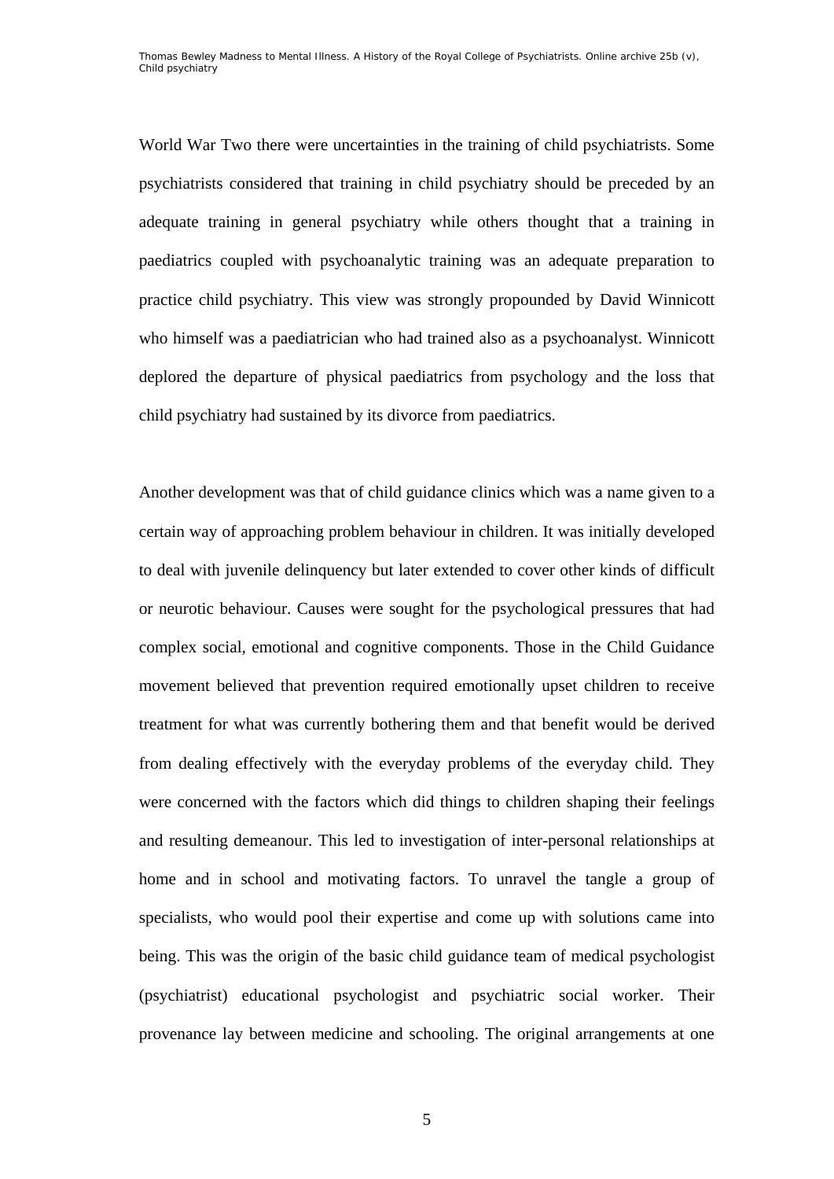World War Two there were uncertainties in the training of child psychiatrists. Some psychiatrists considered that training in child psychiatry should be preceded by an adequate training in general psychiatry while others thought that a training in paediatrics coupled with psychoanalytic training was an adequate preparation to practice child psychiatry. This view was strongly propounded by David Winnicott who himself was a paediatrician who had trained also as a psychoanalyst. Winnicott deplored the departure of physical paediatrics from psychology and the loss that child psychiatry had sustained by its divorce from paediatrics.

Another development was that of child guidance clinics which was a name given to a certain way of approaching problem behaviour in children. It was initially developed to deal with juvenile delinquency but later extended to cover other kinds of difficult or neurotic behaviour. Causes were sought for the psychological pressures that had complex social, emotional and cognitive components. Those in the Child Guidance movement believed that prevention required emotionally upset children to receive treatment for what was currently bothering them and that benefit would be derived from dealing effectively with the everyday problems of the everyday child. They were concerned with the factors which did things to children shaping their feelings and resulting demeanour. This led to investigation of inter-personal relationships at home and in school and motivating factors. To unravel the tangle a group of specialists, who would pool their expertise and come up with solutions came into being. This was the origin of the basic child guidance team of medical psychologist (psychiatrist) educational psychologist and psychiatric social worker. Their provenance lay between medicine and schooling. The original arrangements at one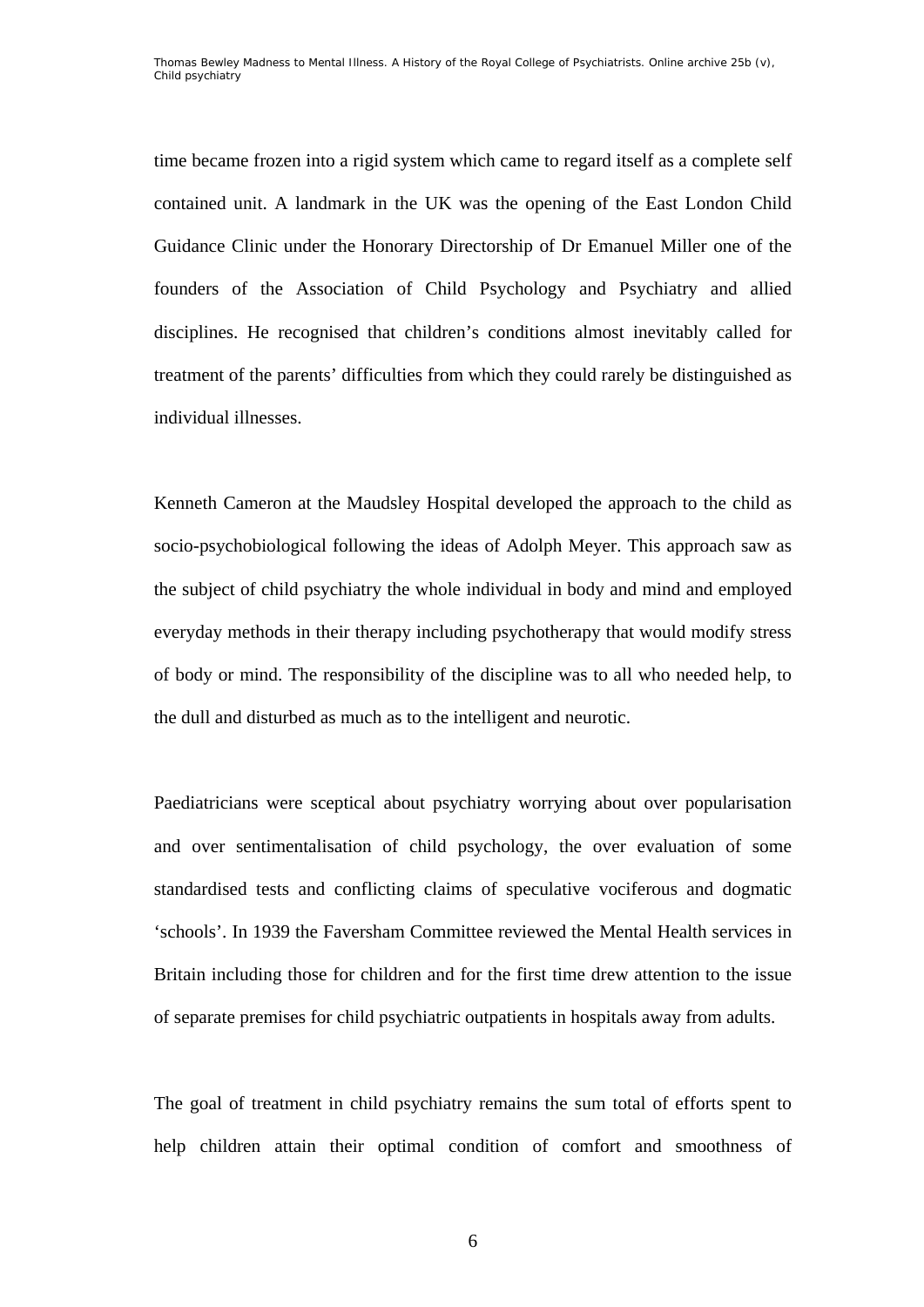time became frozen into a rigid system which came to regard itself as a complete self contained unit. A landmark in the UK was the opening of the East London Child Guidance Clinic under the Honorary Directorship of Dr Emanuel Miller one of the founders of the Association of Child Psychology and Psychiatry and allied disciplines. He recognised that children's conditions almost inevitably called for treatment of the parents' difficulties from which they could rarely be distinguished as individual illnesses.

Kenneth Cameron at the Maudsley Hospital developed the approach to the child as socio-psychobiological following the ideas of Adolph Meyer. This approach saw as the subject of child psychiatry the whole individual in body and mind and employed everyday methods in their therapy including psychotherapy that would modify stress of body or mind. The responsibility of the discipline was to all who needed help, to the dull and disturbed as much as to the intelligent and neurotic.

Paediatricians were sceptical about psychiatry worrying about over popularisation and over sentimentalisation of child psychology, the over evaluation of some standardised tests and conflicting claims of speculative vociferous and dogmatic 'schools'. In 1939 the Faversham Committee reviewed the Mental Health services in Britain including those for children and for the first time drew attention to the issue of separate premises for child psychiatric outpatients in hospitals away from adults.

The goal of treatment in child psychiatry remains the sum total of efforts spent to help children attain their optimal condition of comfort and smoothness of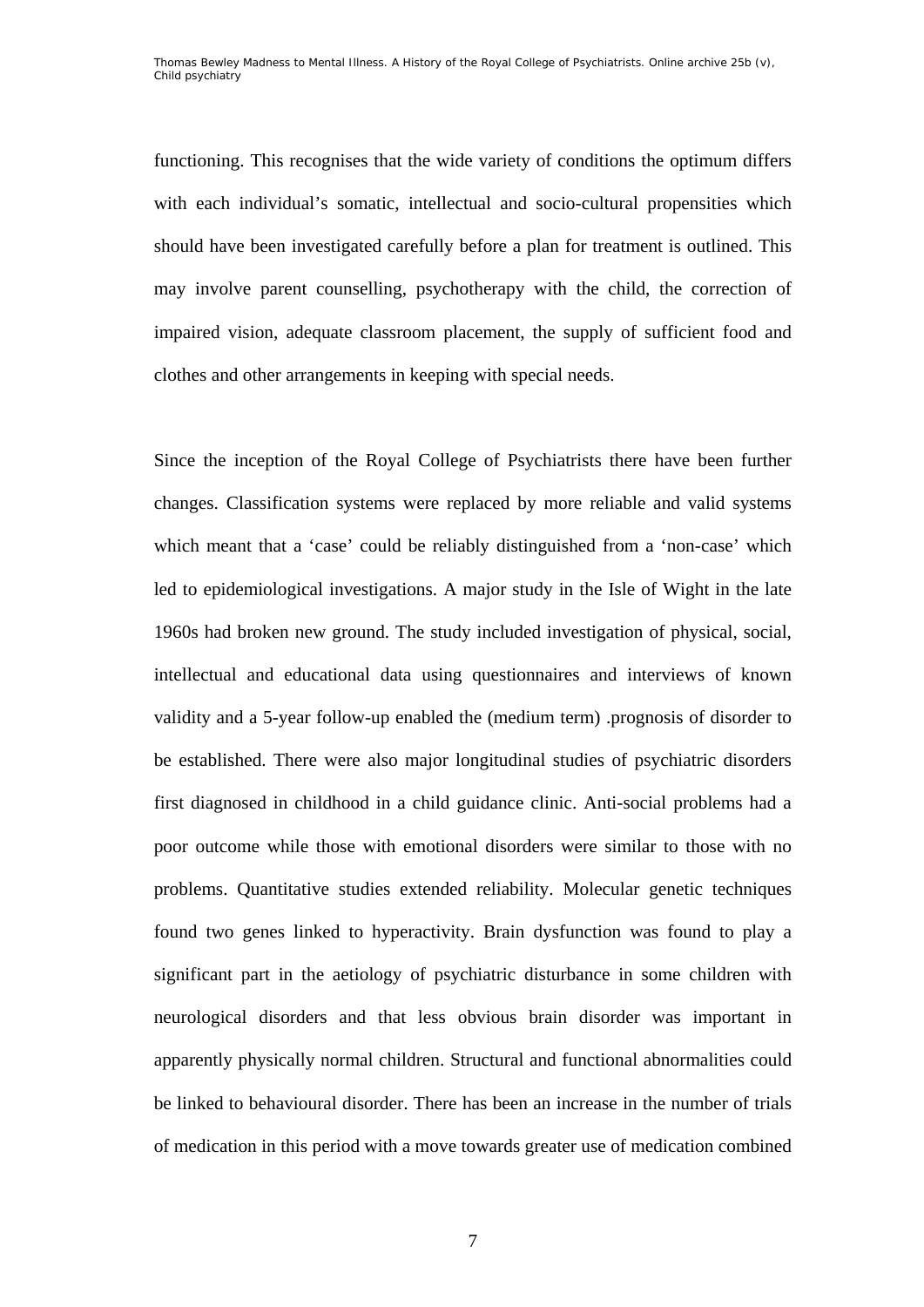functioning. This recognises that the wide variety of conditions the optimum differs with each individual's somatic, intellectual and socio-cultural propensities which should have been investigated carefully before a plan for treatment is outlined. This may involve parent counselling, psychotherapy with the child, the correction of impaired vision, adequate classroom placement, the supply of sufficient food and clothes and other arrangements in keeping with special needs.

Since the inception of the Royal College of Psychiatrists there have been further changes. Classification systems were replaced by more reliable and valid systems which meant that a 'case' could be reliably distinguished from a 'non-case' which led to epidemiological investigations. A major study in the Isle of Wight in the late 1960s had broken new ground. The study included investigation of physical, social, intellectual and educational data using questionnaires and interviews of known validity and a 5-year follow-up enabled the (medium term) .prognosis of disorder to be established. There were also major longitudinal studies of psychiatric disorders first diagnosed in childhood in a child guidance clinic. Anti-social problems had a poor outcome while those with emotional disorders were similar to those with no problems. Quantitative studies extended reliability. Molecular genetic techniques found two genes linked to hyperactivity. Brain dysfunction was found to play a significant part in the aetiology of psychiatric disturbance in some children with neurological disorders and that less obvious brain disorder was important in apparently physically normal children. Structural and functional abnormalities could be linked to behavioural disorder. There has been an increase in the number of trials of medication in this period with a move towards greater use of medication combined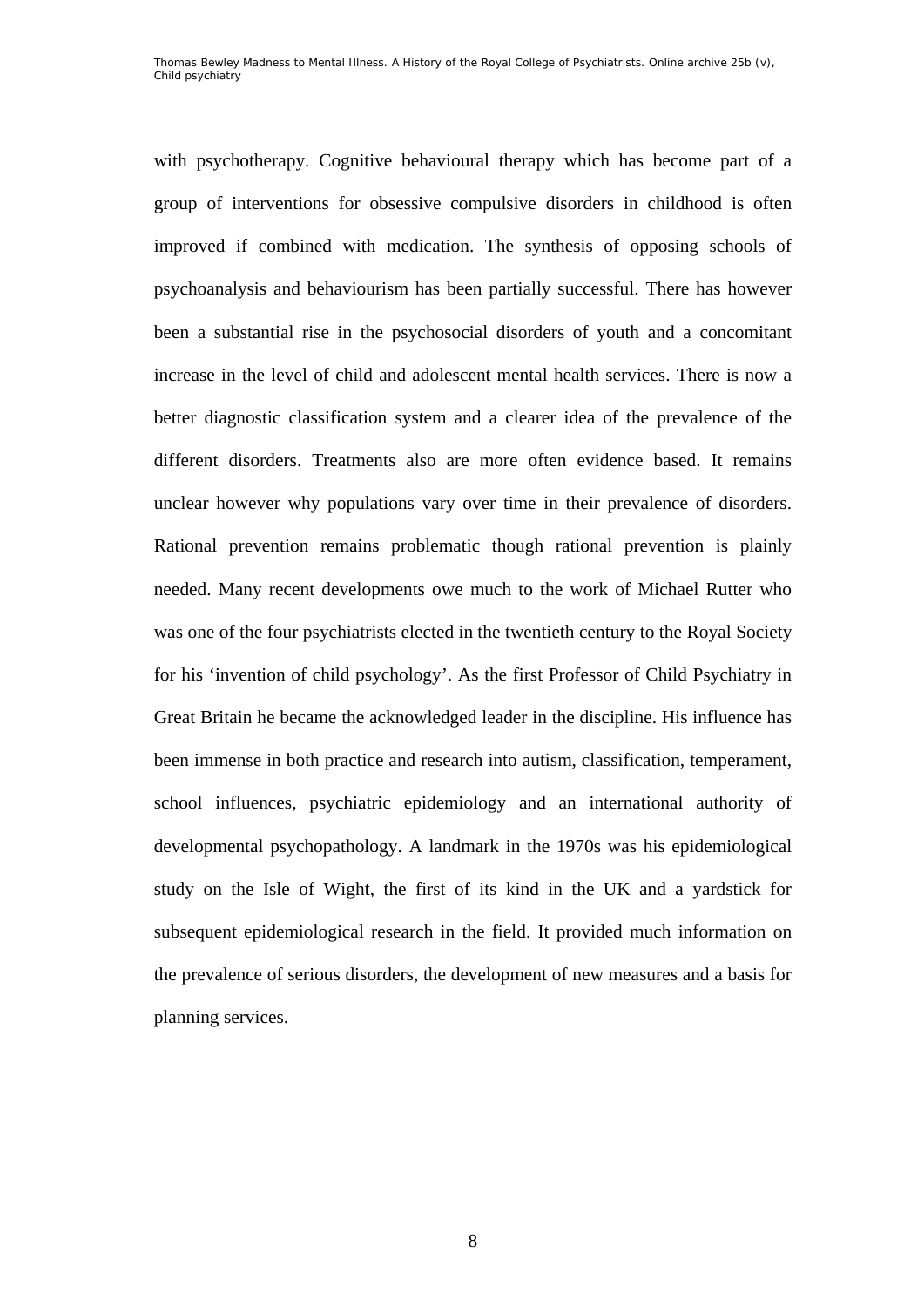with psychotherapy. Cognitive behavioural therapy which has become part of a group of interventions for obsessive compulsive disorders in childhood is often improved if combined with medication. The synthesis of opposing schools of psychoanalysis and behaviourism has been partially successful. There has however been a substantial rise in the psychosocial disorders of youth and a concomitant increase in the level of child and adolescent mental health services. There is now a better diagnostic classification system and a clearer idea of the prevalence of the different disorders. Treatments also are more often evidence based. It remains unclear however why populations vary over time in their prevalence of disorders. Rational prevention remains problematic though rational prevention is plainly needed. Many recent developments owe much to the work of Michael Rutter who was one of the four psychiatrists elected in the twentieth century to the Royal Society for his 'invention of child psychology'. As the first Professor of Child Psychiatry in Great Britain he became the acknowledged leader in the discipline. His influence has been immense in both practice and research into autism, classification, temperament, school influences, psychiatric epidemiology and an international authority of developmental psychopathology. A landmark in the 1970s was his epidemiological study on the Isle of Wight, the first of its kind in the UK and a yardstick for subsequent epidemiological research in the field. It provided much information on the prevalence of serious disorders, the development of new measures and a basis for planning services.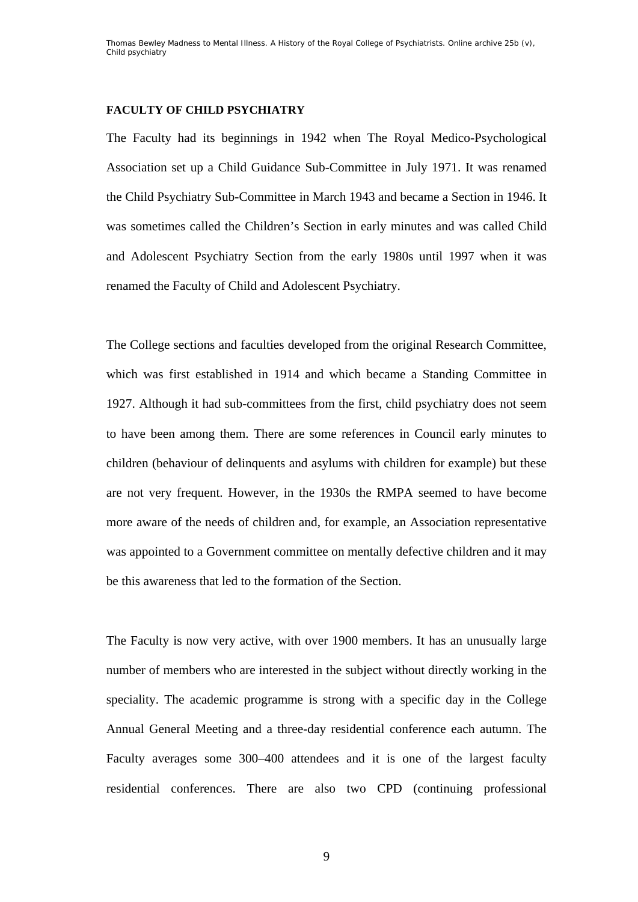**FACULTY OF CHILD PSYCHIATRY**

The Faculty had its beginnings in 1942 when The Royal Medico-Psychological Association set up a Child Guidance Sub-Committee in July 1971. It was renamed the Child Psychiatry Sub-Committee in March 1943 and became a Section in 1946. It was sometimes called the Children's Section in early minutes and was called Child and Adolescent Psychiatry Section from the early 1980s until 1997 when it was renamed the Faculty of Child and Adolescent Psychiatry.

The College sections and faculties developed from the original Research Committee, which was first established in 1914 and which became a Standing Committee in 1927. Although it had sub-committees from the first, child psychiatry does not seem to have been among them. There are some references in Council early minutes to children (behaviour of delinquents and asylums with children for example) but these are not very frequent. However, in the 1930s the RMPA seemed to have become more aware of the needs of children and, for example, an Association representative was appointed to a Government committee on mentally defective children and it may be this awareness that led to the formation of the Section.

The Faculty is now very active, with over 1900 members. It has an unusually large number of members who are interested in the subject without directly working in the speciality. The academic programme is strong with a specific day in the College Annual General Meeting and a three-day residential conference each autumn. The Faculty averages some 300–400 attendees and it is one of the largest faculty residential conferences. There are also two CPD (continuing professional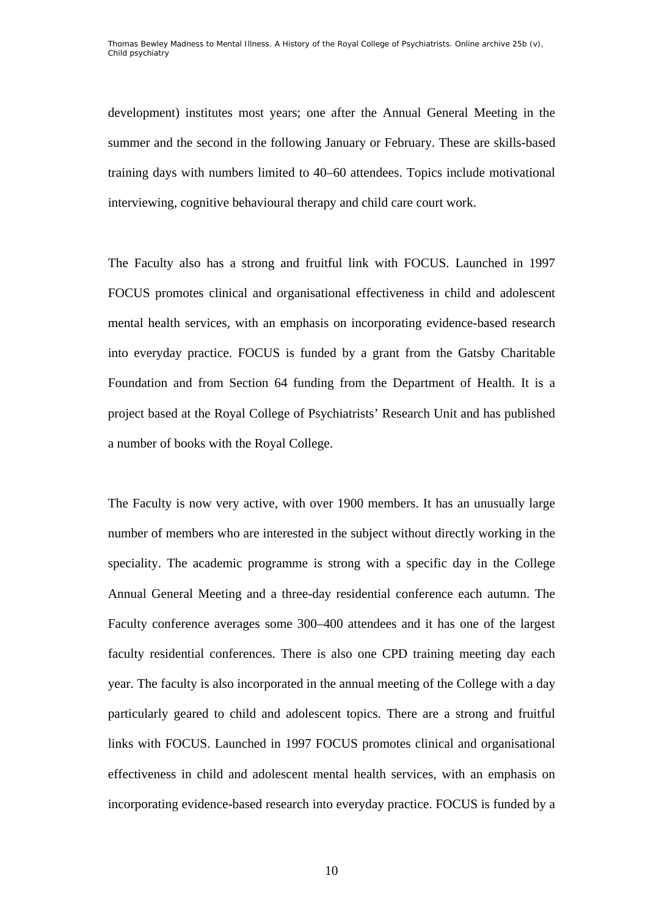development) institutes most years; one after the Annual General Meeting in the summer and the second in the following January or February. These are skills-based training days with numbers limited to 40–60 attendees. Topics include motivational interviewing, cognitive behavioural therapy and child care court work.

The Faculty also has a strong and fruitful link with FOCUS. Launched in 1997 FOCUS promotes clinical and organisational effectiveness in child and adolescent mental health services, with an emphasis on incorporating evidence-based research into everyday practice. FOCUS is funded by a grant from the Gatsby Charitable Foundation and from Section 64 funding from the Department of Health. It is a project based at the Royal College of Psychiatrists' Research Unit and has published a number of books with the Royal College.

The Faculty is now very active, with over 1900 members. It has an unusually large number of members who are interested in the subject without directly working in the speciality. The academic programme is strong with a specific day in the College Annual General Meeting and a three-day residential conference each autumn. The Faculty conference averages some 300–400 attendees and it has one of the largest faculty residential conferences. There is also one CPD training meeting day each year. The faculty is also incorporated in the annual meeting of the College with a day particularly geared to child and adolescent topics. There are a strong and fruitful links with FOCUS. Launched in 1997 FOCUS promotes clinical and organisational effectiveness in child and adolescent mental health services, with an emphasis on incorporating evidence-based research into everyday practice. FOCUS is funded by a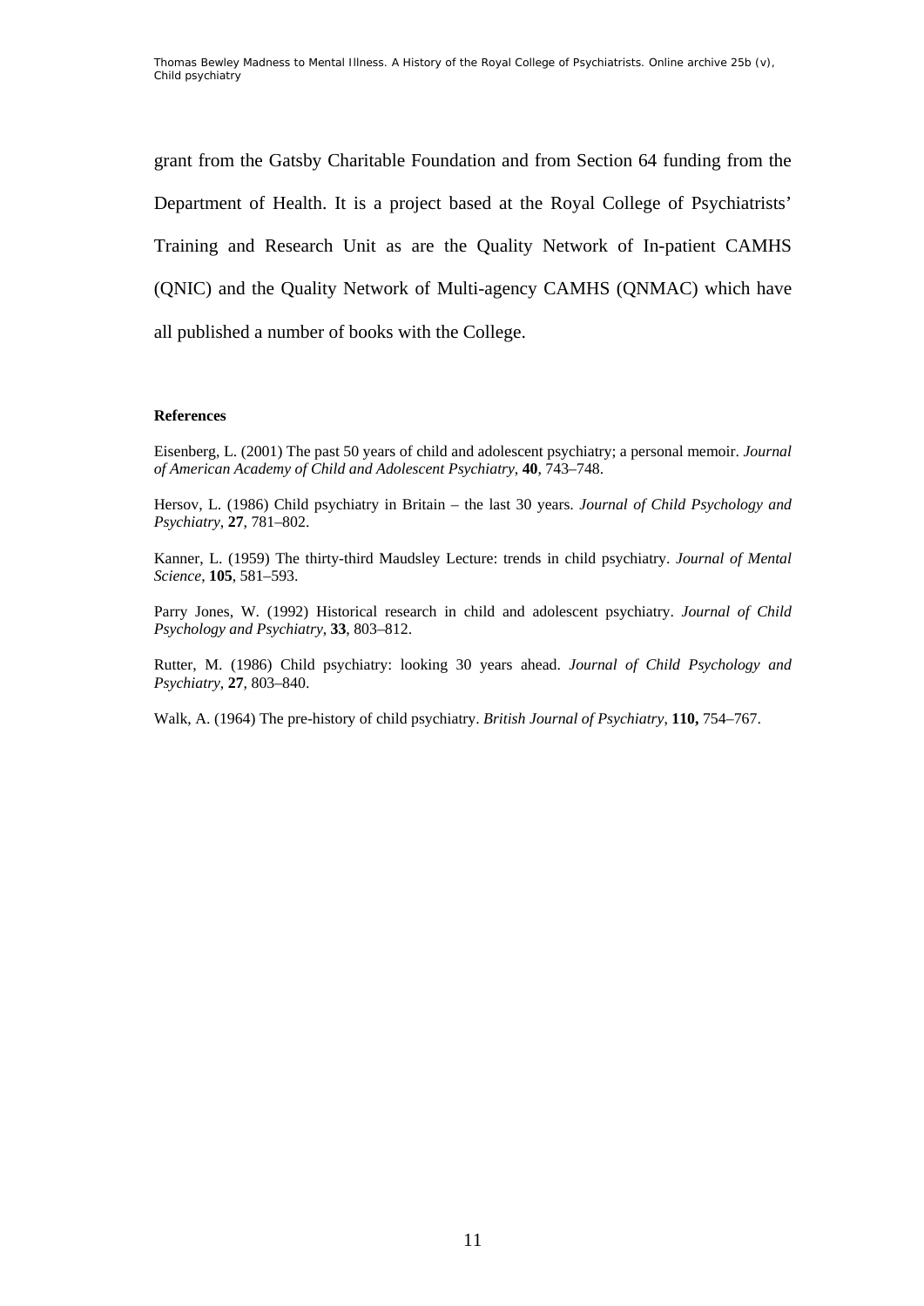grant from the Gatsby Charitable Foundation and from Section 64 funding from the Department of Health. It is a project based at the Royal College of Psychiatrists' Training and Research Unit as are the Quality Network of In-patient CAMHS (QNIC) and the Quality Network of Multi-agency CAMHS (QNMAC) which have all published a number of books with the College.

**References**

Eisenberg, L. (2001) The past 50 years of child and adolescent psychiatry; a personal memoir. *Journal of American Academy of Child and Adolescent Psychiatry*, **40**, 743–748.

Hersov, L. (1986) Child psychiatry in Britain – the last 30 years. *Journal of Child Psychology and Psychiatry*, **27**, 781–802.

Kanner, L. (1959) The thirty-third Maudsley Lecture: trends in child psychiatry. *Journal of Mental Science*, **105**, 581–593.

Parry Jones, W. (1992) Historical research in child and adolescent psychiatry. *Journal of Child Psychology and Psychiatry*, **33**, 803–812.

Rutter, M. (1986) Child psychiatry: looking 30 years ahead. *Journal of Child Psychology and Psychiatry*, **27**, 803–840.

Walk, A. (1964) The pre-history of child psychiatry. *British Journal of Psychiatry*, **110,** 754–767.